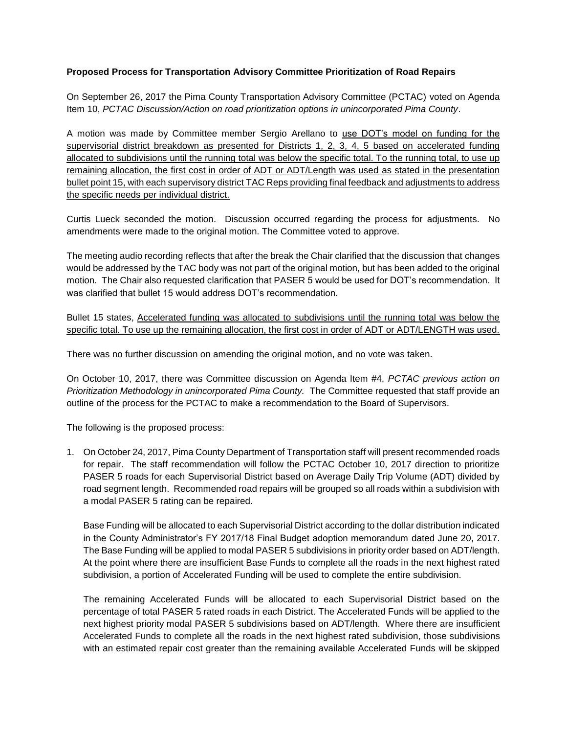**Proposed Process for Transportation Advisory Committee Prioritization of Road Repairs**

On September 26, 2017 the Pima County Transportation Advisory Committee (PCTAC) voted on Agenda Item 10, *PCTAC Discussion/Action on road prioritization options in unincorporated Pima County*.

A motion was made by Committee member Sergio Arellano to <u>use DOT's model on funding for the supervisorial district breakdown as presented for Districts 1, 2, 3, 4, 5 based on accelerated funding allocated to subdivisions until the running total was below the specific total. To the running total, to use up remaining allocation, the first cost in order of ADT or ADT/Length was used as stated in the presentation bullet point 15, with each supervisory district TAC Reps providing final feedback and adjustments to address the specific needs per individual district.</u>

Curtis Lueck seconded the motion. Discussion occurred regarding the process for adjustments. No amendments were made to the original motion. The Committee voted to approve.

The meeting audio recording reflects that after the break the Chair clarified that the discussion that changes would be addressed by the TAC body was not part of the original motion, but has been added to the original motion. The Chair also requested clarification that PASER 5 would be used for DOT's recommendation. It was clarified that bullet 15 would address DOT's recommendation.

Bullet 15 states, <u>Accelerated funding was allocated to subdivisions until the running total was below the specific total. To use up the remaining allocation, the first cost in order of ADT or ADT/LENGTH was used.</u>

There was no further discussion on amending the original motion, and no vote was taken.

On October 10, 2017, there was Committee discussion on Agenda Item #4, *PCTAC previous action on Prioritization Methodology in unincorporated Pima County.* The Committee requested that staff provide an outline of the process for the PCTAC to make a recommendation to the Board of Supervisors.

The following is the proposed process:

1. On October 24, 2017, Pima County Department of Transportation staff will present recommended roads for repair. The staff recommendation will follow the PCTAC October 10, 2017 direction to prioritize PASER 5 roads for each Supervisorial District based on Average Daily Trip Volume (ADT) divided by road segment length. Recommended road repairs will be grouped so all roads within a subdivision with a modal PASER 5 rating can be repaired.

   Base Funding will be allocated to each Supervisorial District according to the dollar distribution indicated in the County Administrator's FY 2017/18 Final Budget adoption memorandum dated June 20, 2017. The Base Funding will be applied to modal PASER 5 subdivisions in priority order based on ADT/length. At the point where there are insufficient Base Funds to complete all the roads in the next highest rated subdivision, a portion of Accelerated Funding will be used to complete the entire subdivision.

   The remaining Accelerated Funds will be allocated to each Supervisorial District based on the percentage of total PASER 5 rated roads in each District. The Accelerated Funds will be applied to the next highest priority modal PASER 5 subdivisions based on ADT/length. Where there are insufficient Accelerated Funds to complete all the roads in the next highest rated subdivision, those subdivisions with an estimated repair cost greater than the remaining available Accelerated Funds will be skipped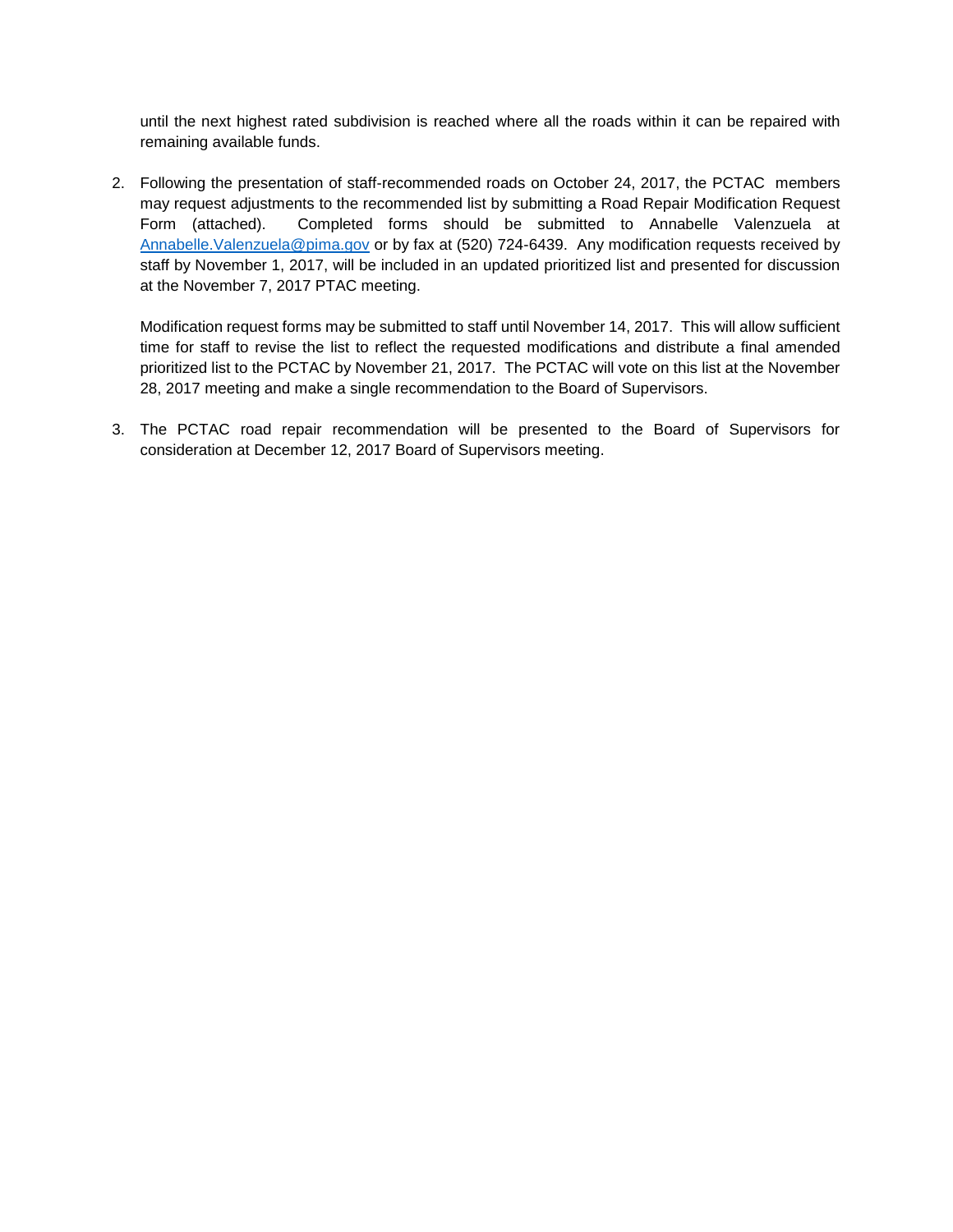until the next highest rated subdivision is reached where all the roads within it can be repaired with remaining available funds.

2. Following the presentation of staff-recommended roads on October 24, 2017, the PCTAC members may request adjustments to the recommended list by submitting a Road Repair Modification Request Form (attached). Completed forms should be submitted to Annabelle Valenzuela at Annabelle.Valenzuela@pima.gov or by fax at (520) 724-6439. Any modification requests received by staff by November 1, 2017, will be included in an updated prioritized list and presented for discussion at the November 7, 2017 PTAC meeting.

   Modification request forms may be submitted to staff until November 14, 2017. This will allow sufficient time for staff to revise the list to reflect the requested modifications and distribute a final amended prioritized list to the PCTAC by November 21, 2017. The PCTAC will vote on this list at the November 28, 2017 meeting and make a single recommendation to the Board of Supervisors.

3. The PCTAC road repair recommendation will be presented to the Board of Supervisors for consideration at December 12, 2017 Board of Supervisors meeting.